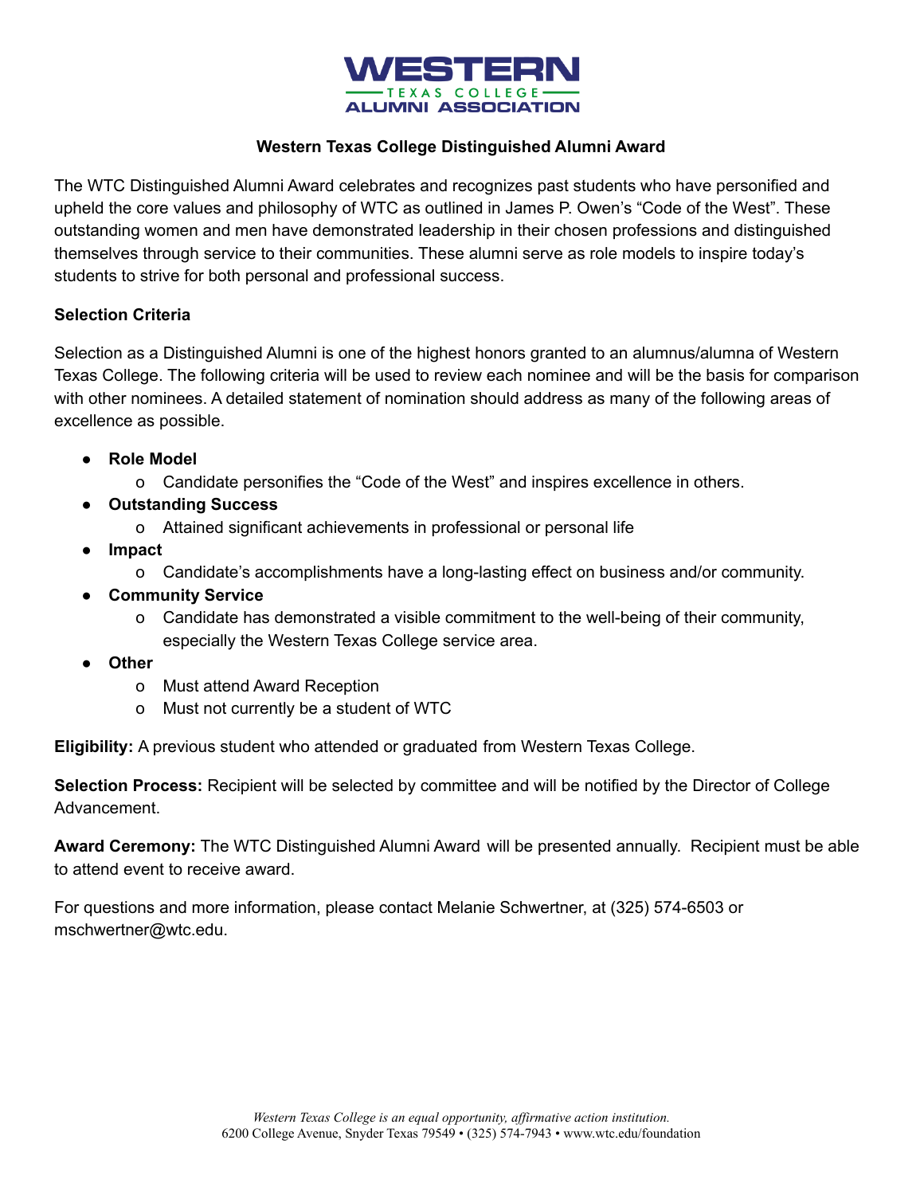WESTERN
TEXAS COLLEGE
ALUMNI ASSOCIATION

**Western Texas College Distinguished Alumni Award**

The WTC Distinguished Alumni Award celebrates and recognizes past students who have personified and upheld the core values and philosophy of WTC as outlined in James P. Owen's "Code of the West". These outstanding women and men have demonstrated leadership in their chosen professions and distinguished themselves through service to their communities. These alumni serve as role models to inspire today's students to strive for both personal and professional success.

**Selection Criteria**

Selection as a Distinguished Alumni is one of the highest honors granted to an alumnus/alumna of Western Texas College. The following criteria will be used to review each nominee and will be the basis for comparison with other nominees. A detailed statement of nomination should address as many of the following areas of excellence as possible.

- **Role Model**
  - Candidate personifies the "Code of the West" and inspires excellence in others.
- **Outstanding Success**
  - Attained significant achievements in professional or personal life
- **Impact**
  - Candidate's accomplishments have a long-lasting effect on business and/or community.
- **Community Service**
  - Candidate has demonstrated a visible commitment to the well-being of their community, especially the Western Texas College service area.
- **Other**
  - Must attend Award Reception
  - Must not currently be a student of WTC

**Eligibility:** A previous student who attended or graduated from Western Texas College.

**Selection Process:** Recipient will be selected by committee and will be notified by the Director of College Advancement.

**Award Ceremony:** The WTC Distinguished Alumni Award will be presented annually. Recipient must be able to attend event to receive award.

For questions and more information, please contact Melanie Schwertner, at (325) 574-6503 or mschwertner@wtc.edu.

*Western Texas College is an equal opportunity, affirmative action institution.*
6200 College Avenue, Snyder Texas 79549 • (325) 574-7943 • www.wtc.edu/foundation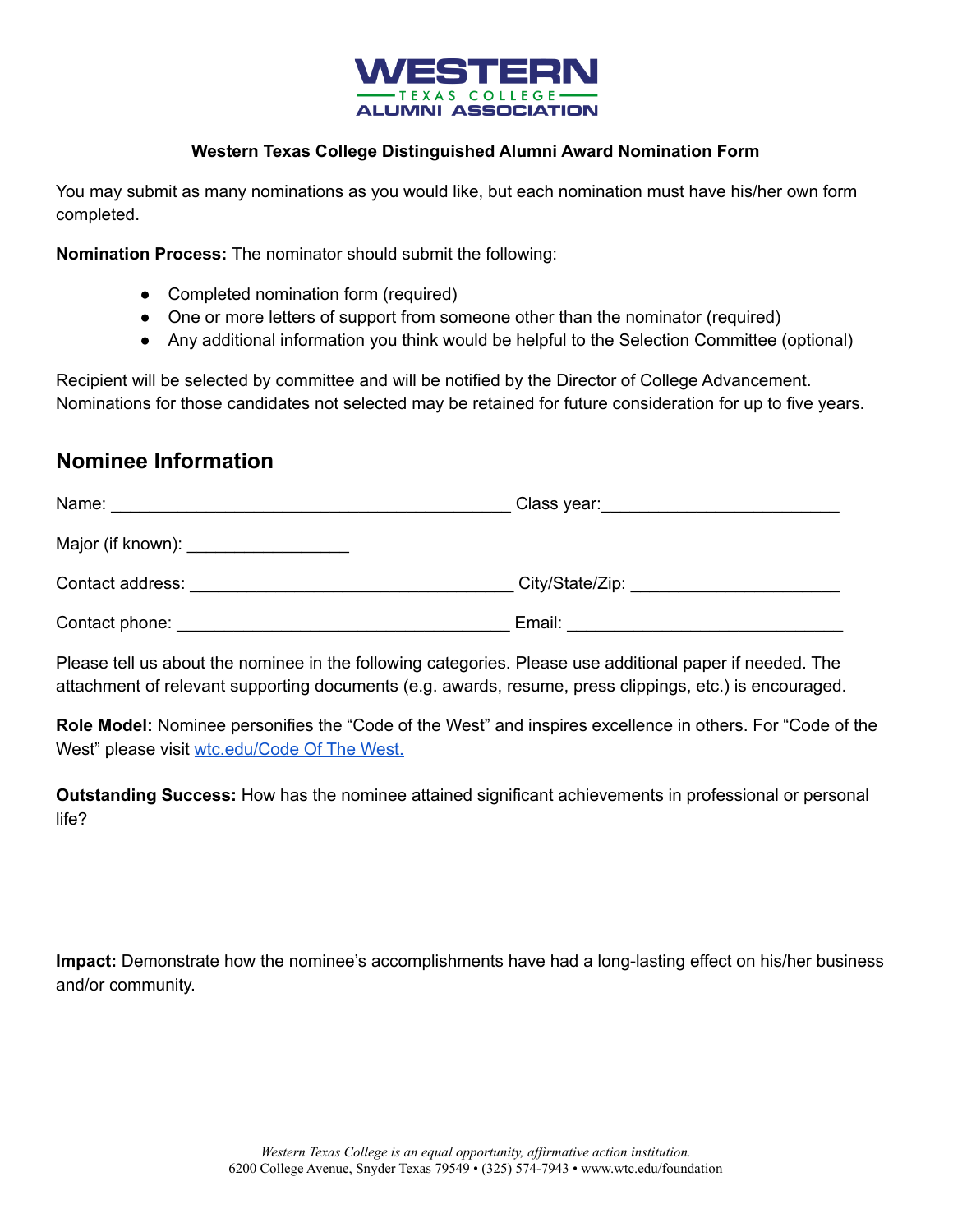WESTERN
TEXAS COLLEGE
ALUMNI ASSOCIATION

**Western Texas College Distinguished Alumni Award Nomination Form**

You may submit as many nominations as you would like, but each nomination must have his/her own form completed.

**Nomination Process:** The nominator should submit the following:

- Completed nomination form (required)
- One or more letters of support from someone other than the nominator (required)
- Any additional information you think would be helpful to the Selection Committee (optional)

Recipient will be selected by committee and will be notified by the Director of College Advancement. Nominations for those candidates not selected may be retained for future consideration for up to five years.

## Nominee Information

Name: ________________________________________ Class year:________________________

Major (if known): ________________

Contact address: ________________________________ City/State/Zip: _____________________

Contact phone: _________________________________ Email: ____________________________

Please tell us about the nominee in the following categories. Please use additional paper if needed. The attachment of relevant supporting documents (e.g. awards, resume, press clippings, etc.) is encouraged.

**Role Model:** Nominee personifies the "Code of the West" and inspires excellence in others. For "Code of the West" please visit wtc.edu/Code Of The West.

**Outstanding Success:** How has the nominee attained significant achievements in professional or personal life?

**Impact:** Demonstrate how the nominee's accomplishments have had a long-lasting effect on his/her business and/or community.

*Western Texas College is an equal opportunity, affirmative action institution.*
6200 College Avenue, Snyder Texas 79549 • (325) 574-7943 • www.wtc.edu/foundation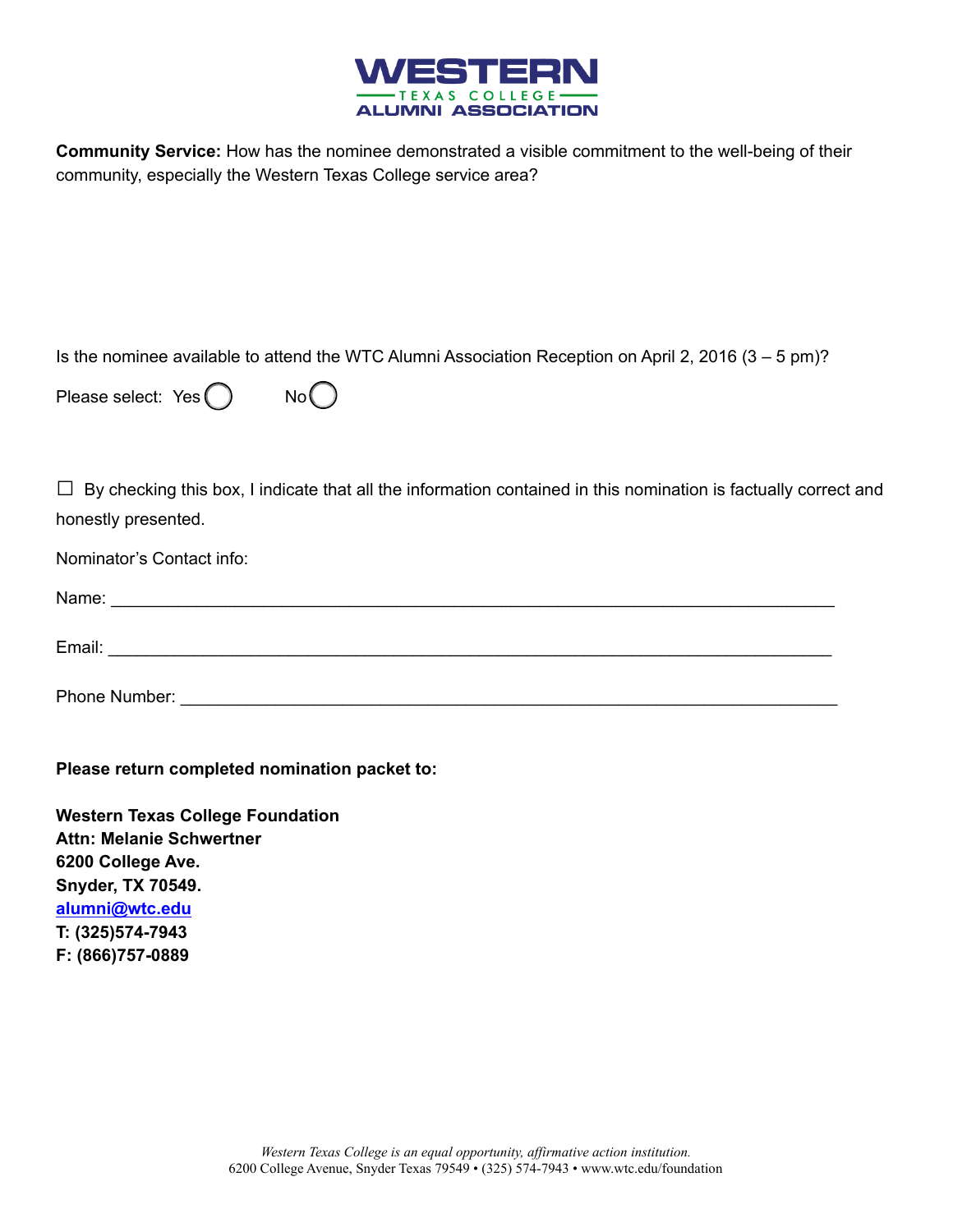WESTERN
TEXAS COLLEGE
ALUMNI ASSOCIATION

**Community Service:** How has the nominee demonstrated a visible commitment to the well-being of their community, especially the Western Texas College service area?

Is the nominee available to attend the WTC Alumni Association Reception on April 2, 2016 (3 – 5 pm)?

Please select: Yes ◯ No ◯

☐ By checking this box, I indicate that all the information contained in this nomination is factually correct and honestly presented.

Nominator's Contact info:

Name: ___________________________________________________________________________

Email: ___________________________________________________________________________

Phone Number: ____________________________________________________________________

**Please return completed nomination packet to:**

**Western Texas College Foundation**
**Attn: Melanie Schwertner**
**6200 College Ave.**
**Snyder, TX 70549.**
**alumni@wtc.edu**
**T: (325)574-7943**
**F: (866)757-0889**

*Western Texas College is an equal opportunity, affirmative action institution.*
6200 College Avenue, Snyder Texas 79549 • (325) 574-7943 • www.wtc.edu/foundation